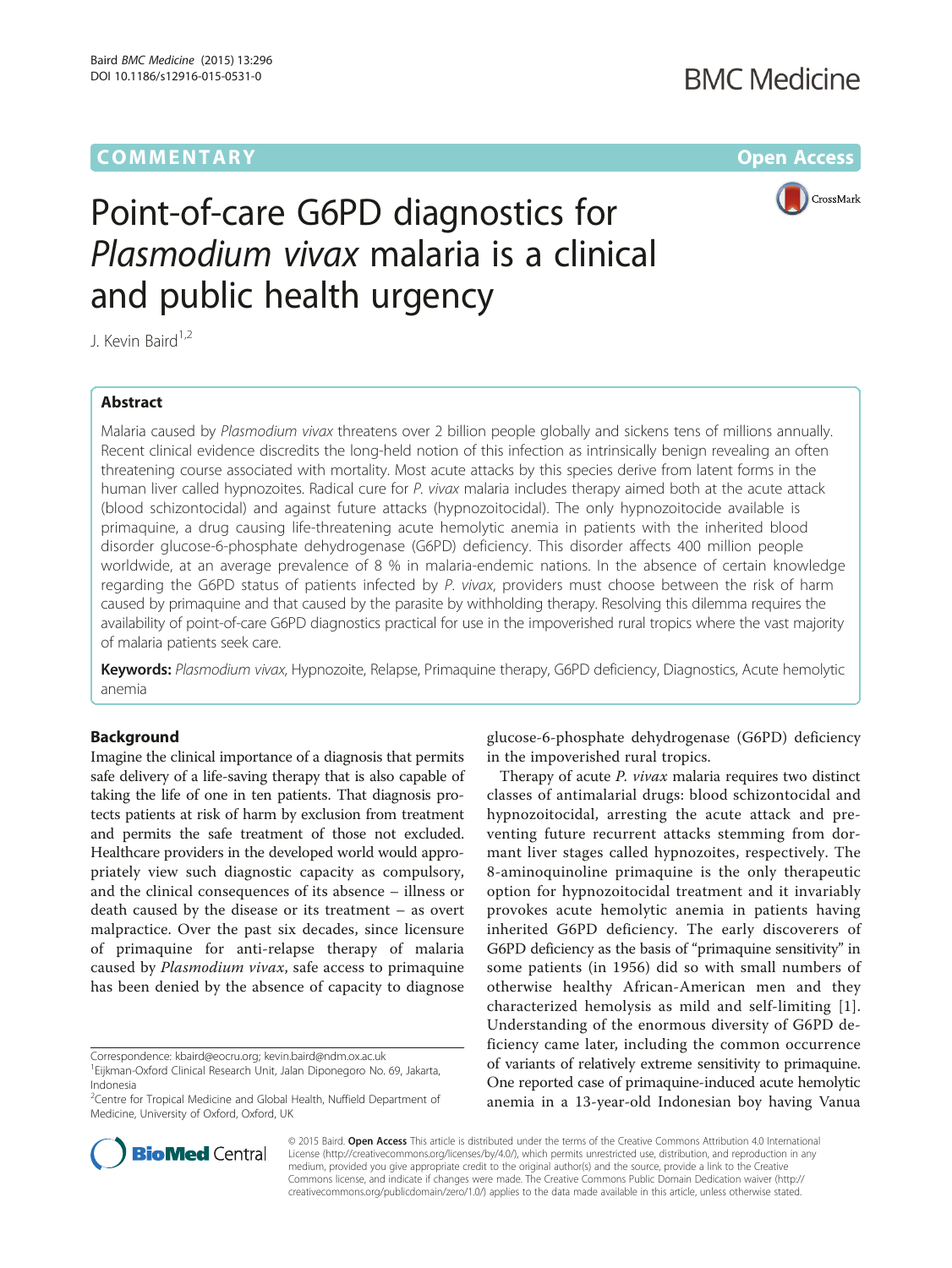COMMENTARY

Open Access

# Point-of-care G6PD diagnostics for *Plasmodium vivax* malaria is a clinical and public health urgency

J. Kevin Baird[1,2]

## Abstract

Malaria caused by *Plasmodium vivax* threatens over 2 billion people globally and sickens tens of millions annually. Recent clinical evidence discredits the long-held notion of this infection as intrinsically benign revealing an often threatening course associated with mortality. Most acute attacks by this species derive from latent forms in the human liver called hypnozoites. Radical cure for *P. vivax* malaria includes therapy aimed both at the acute attack (blood schizontocidal) and against future attacks (hypnozoitocidal). The only hypnozoitocide available is primaquine, a drug causing life-threatening acute hemolytic anemia in patients with the inherited blood disorder glucose-6-phosphate dehydrogenase (G6PD) deficiency. This disorder affects 400 million people worldwide, at an average prevalence of 8 % in malaria-endemic nations. In the absence of certain knowledge regarding the G6PD status of patients infected by *P. vivax*, providers must choose between the risk of harm caused by primaquine and that caused by the parasite by withholding therapy. Resolving this dilemma requires the availability of point-of-care G6PD diagnostics practical for use in the impoverished rural tropics where the vast majority of malaria patients seek care.

**Keywords:** *Plasmodium vivax*, Hypnozoite, Relapse, Primaquine therapy, G6PD deficiency, Diagnostics, Acute hemolytic anemia

## Background

Imagine the clinical importance of a diagnosis that permits safe delivery of a life-saving therapy that is also capable of taking the life of one in ten patients. That diagnosis protects patients at risk of harm by exclusion from treatment and permits the safe treatment of those not excluded. Healthcare providers in the developed world would appropriately view such diagnostic capacity as compulsory, and the clinical consequences of its absence – illness or death caused by the disease or its treatment – as overt malpractice. Over the past six decades, since licensure of primaquine for anti-relapse therapy of malaria caused by *Plasmodium vivax*, safe access to primaquine has been denied by the absence of capacity to diagnose glucose-6-phosphate dehydrogenase (G6PD) deficiency in the impoverished rural tropics.

Therapy of acute *P. vivax* malaria requires two distinct classes of antimalarial drugs: blood schizontocidal and hypnozoitocidal, arresting the acute attack and preventing future recurrent attacks stemming from dormant liver stages called hypnozoites, respectively. The 8-aminoquinoline primaquine is the only therapeutic option for hypnozoitocidal treatment and it invariably provokes acute hemolytic anemia in patients having inherited G6PD deficiency. The early discoverers of G6PD deficiency as the basis of "primaquine sensitivity" in some patients (in 1956) did so with small numbers of otherwise healthy African-American men and they characterized hemolysis as mild and self-limiting [1]. Understanding of the enormous diversity of G6PD deficiency came later, including the common occurrence of variants of relatively extreme sensitivity to primaquine. One reported case of primaquine-induced acute hemolytic anemia in a 13-year-old Indonesian boy having Vanua

Correspondence: kbaird@eocru.org; kevin.baird@ndm.ox.ac.uk
[1]Eijkman-Oxford Clinical Research Unit, Jalan Diponegoro No. 69, Jakarta, Indonesia
[2]Centre for Tropical Medicine and Global Health, Nuffield Department of Medicine, University of Oxford, Oxford, UK

© 2015 Baird. **Open Access** This article is distributed under the terms of the Creative Commons Attribution 4.0 International License (http://creativecommons.org/licenses/by/4.0/), which permits unrestricted use, distribution, and reproduction in any medium, provided you give appropriate credit to the original author(s) and the source, provide a link to the Creative Commons license, and indicate if changes were made. The Creative Commons Public Domain Dedication waiver (http://creativecommons.org/publicdomain/zero/1.0/) applies to the data made available in this article, unless otherwise stated.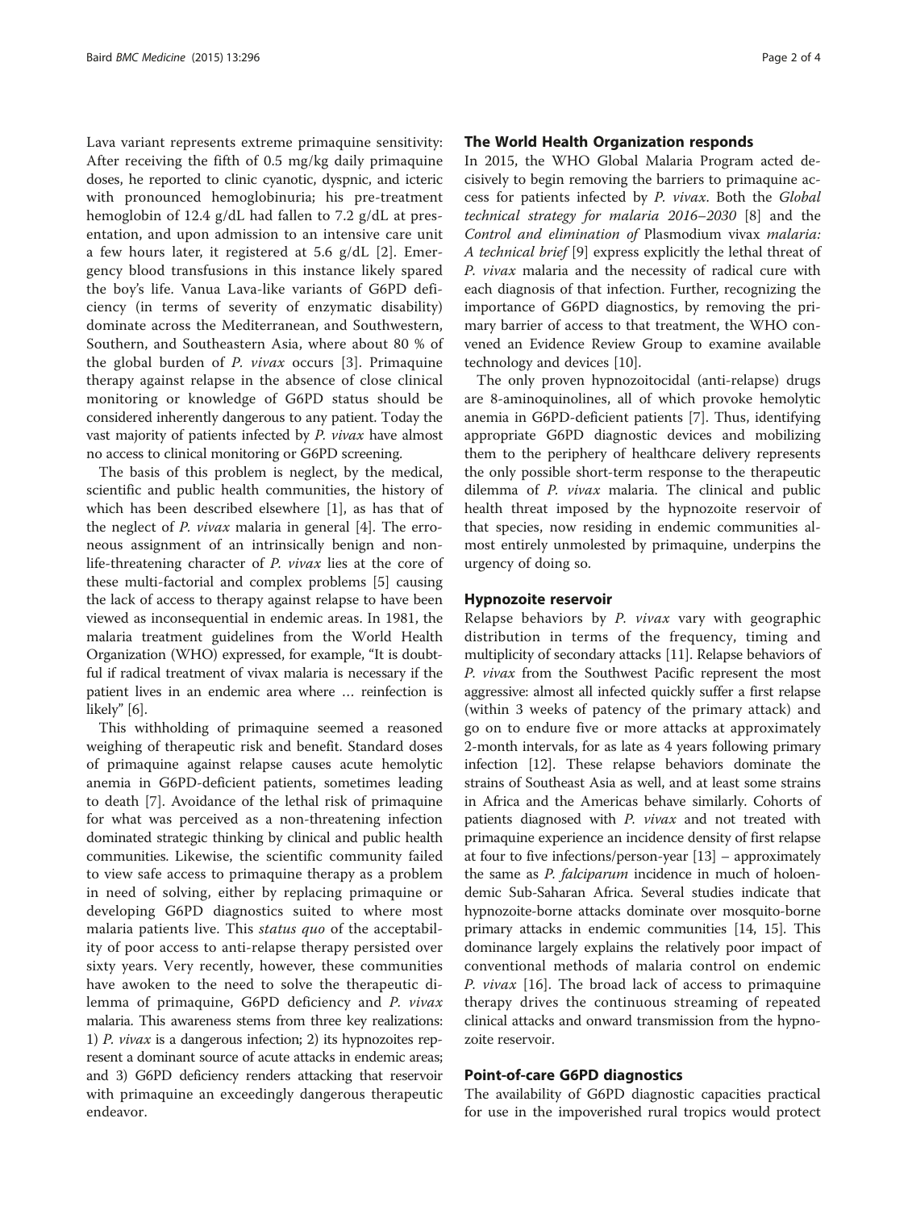Lava variant represents extreme primaquine sensitivity: After receiving the fifth of 0.5 mg/kg daily primaquine doses, he reported to clinic cyanotic, dyspnic, and icteric with pronounced hemoglobinuria; his pre-treatment hemoglobin of 12.4 g/dL had fallen to 7.2 g/dL at presentation, and upon admission to an intensive care unit a few hours later, it registered at 5.6 g/dL [2]. Emergency blood transfusions in this instance likely spared the boy's life. Vanua Lava-like variants of G6PD deficiency (in terms of severity of enzymatic disability) dominate across the Mediterranean, and Southwestern, Southern, and Southeastern Asia, where about 80 % of the global burden of *P. vivax* occurs [3]. Primaquine therapy against relapse in the absence of close clinical monitoring or knowledge of G6PD status should be considered inherently dangerous to any patient. Today the vast majority of patients infected by *P. vivax* have almost no access to clinical monitoring or G6PD screening.

The basis of this problem is neglect, by the medical, scientific and public health communities, the history of which has been described elsewhere [1], as has that of the neglect of *P. vivax* malaria in general [4]. The erroneous assignment of an intrinsically benign and non-life-threatening character of *P. vivax* lies at the core of these multi-factorial and complex problems [5] causing the lack of access to therapy against relapse to have been viewed as inconsequential in endemic areas. In 1981, the malaria treatment guidelines from the World Health Organization (WHO) expressed, for example, "It is doubtful if radical treatment of vivax malaria is necessary if the patient lives in an endemic area where … reinfection is likely" [6].

This withholding of primaquine seemed a reasoned weighing of therapeutic risk and benefit. Standard doses of primaquine against relapse causes acute hemolytic anemia in G6PD-deficient patients, sometimes leading to death [7]. Avoidance of the lethal risk of primaquine for what was perceived as a non-threatening infection dominated strategic thinking by clinical and public health communities. Likewise, the scientific community failed to view safe access to primaquine therapy as a problem in need of solving, either by replacing primaquine or developing G6PD diagnostics suited to where most malaria patients live. This *status quo* of the acceptability of poor access to anti-relapse therapy persisted over sixty years. Very recently, however, these communities have awoken to the need to solve the therapeutic dilemma of primaquine, G6PD deficiency and *P. vivax* malaria. This awareness stems from three key realizations: 1) *P. vivax* is a dangerous infection; 2) its hypnozoites represent a dominant source of acute attacks in endemic areas; and 3) G6PD deficiency renders attacking that reservoir with primaquine an exceedingly dangerous therapeutic endeavor.

## The World Health Organization responds

In 2015, the WHO Global Malaria Program acted decisively to begin removing the barriers to primaquine access for patients infected by *P. vivax*. Both the *Global technical strategy for malaria 2016–2030* [8] and the *Control and elimination of* Plasmodium vivax *malaria: A technical brief* [9] express explicitly the lethal threat of *P. vivax* malaria and the necessity of radical cure with each diagnosis of that infection. Further, recognizing the importance of G6PD diagnostics, by removing the primary barrier of access to that treatment, the WHO convened an Evidence Review Group to examine available technology and devices [10].

The only proven hypnozoitocidal (anti-relapse) drugs are 8-aminoquinolines, all of which provoke hemolytic anemia in G6PD-deficient patients [7]. Thus, identifying appropriate G6PD diagnostic devices and mobilizing them to the periphery of healthcare delivery represents the only possible short-term response to the therapeutic dilemma of *P. vivax* malaria. The clinical and public health threat imposed by the hypnozoite reservoir of that species, now residing in endemic communities almost entirely unmolested by primaquine, underpins the urgency of doing so.

## Hypnozoite reservoir

Relapse behaviors by *P. vivax* vary with geographic distribution in terms of the frequency, timing and multiplicity of secondary attacks [11]. Relapse behaviors of *P. vivax* from the Southwest Pacific represent the most aggressive: almost all infected quickly suffer a first relapse (within 3 weeks of patency of the primary attack) and go on to endure five or more attacks at approximately 2-month intervals, for as late as 4 years following primary infection [12]. These relapse behaviors dominate the strains of Southeast Asia as well, and at least some strains in Africa and the Americas behave similarly. Cohorts of patients diagnosed with *P. vivax* and not treated with primaquine experience an incidence density of first relapse at four to five infections/person-year [13] – approximately the same as *P. falciparum* incidence in much of holoendemic Sub-Saharan Africa. Several studies indicate that hypnozoite-borne attacks dominate over mosquito-borne primary attacks in endemic communities [14, 15]. This dominance largely explains the relatively poor impact of conventional methods of malaria control on endemic *P. vivax* [16]. The broad lack of access to primaquine therapy drives the continuous streaming of repeated clinical attacks and onward transmission from the hypnozoite reservoir.

## Point-of-care G6PD diagnostics

The availability of G6PD diagnostic capacities practical for use in the impoverished rural tropics would protect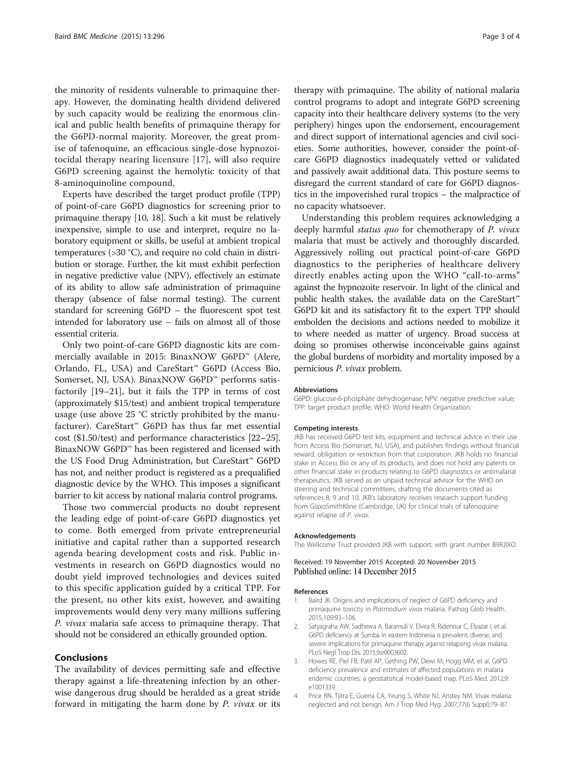the minority of residents vulnerable to primaquine therapy. However, the dominating health dividend delivered by such capacity would be realizing the enormous clinical and public health benefits of primaquine therapy for the G6PD-normal majority. Moreover, the great promise of tafenoquine, an efficacious single-dose hypnozoitocidal therapy nearing licensure [17], will also require G6PD screening against the hemolytic toxicity of that 8-aminoquinoline compound.

Experts have described the target product profile (TPP) of point-of-care G6PD diagnostics for screening prior to primaquine therapy [10, 18]. Such a kit must be relatively inexpensive, simple to use and interpret, require no laboratory equipment or skills, be useful at ambient tropical temperatures (>30 °C), and require no cold chain in distribution or storage. Further, the kit must exhibit perfection in negative predictive value (NPV), effectively an estimate of its ability to allow safe administration of primaquine therapy (absence of false normal testing). The current standard for screening G6PD – the fluorescent spot test intended for laboratory use – fails on almost all of those essential criteria.

Only two point-of-care G6PD diagnostic kits are commercially available in 2015: BinaxNOW G6PD™ (Alere, Orlando, FL, USA) and CareStart™ G6PD (Access Bio, Somerset, NJ, USA). BinaxNOW G6PD™ performs satisfactorily [19–21], but it fails the TPP in terms of cost (approximately $15/test) and ambient tropical temperature usage (use above 25 °C strictly prohibited by the manufacturer). CareStart™ G6PD has thus far met essential cost ($1.50/test) and performance characteristics [22–25]. BinaxNOW G6PD™ has been registered and licensed with the US Food Drug Administration, but CareStart™ G6PD has not, and neither product is registered as a prequalified diagnostic device by the WHO. This imposes a significant barrier to kit access by national malaria control programs.

Those two commercial products no doubt represent the leading edge of point-of-care G6PD diagnostics yet to come. Both emerged from private entrepreneurial initiative and capital rather than a supported research agenda bearing development costs and risk. Public investments in research on G6PD diagnostics would no doubt yield improved technologies and devices suited to this specific application guided by a critical TPP. For the present, no other kits exist, however, and awaiting improvements would deny very many millions suffering *P. vivax* malaria safe access to primaquine therapy. That should not be considered an ethically grounded option.

## Conclusions

The availability of devices permitting safe and effective therapy against a life-threatening infection by an otherwise dangerous drug should be heralded as a great stride forward in mitigating the harm done by *P. vivax* or its therapy with primaquine. The ability of national malaria control programs to adopt and integrate G6PD screening capacity into their healthcare delivery systems (to the very periphery) hinges upon the endorsement, encouragement and direct support of international agencies and civil societies. Some authorities, however, consider the point-of-care G6PD diagnostics inadequately vetted or validated and passively await additional data. This posture seems to disregard the current standard of care for G6PD diagnostics in the impoverished rural tropics – the malpractice of no capacity whatsoever.

Understanding this problem requires acknowledging a deeply harmful *status quo* for chemotherapy of *P. vivax* malaria that must be actively and thoroughly discarded. Aggressively rolling out practical point-of-care G6PD diagnostics to the peripheries of healthcare delivery directly enables acting upon the WHO "call-to-arms" against the hypnozoite reservoir. In light of the clinical and public health stakes, the available data on the CareStart™ G6PD kit and its satisfactory fit to the expert TPP should embolden the decisions and actions needed to mobilize it to where needed as matter of urgency. Broad success at doing so promises otherwise inconceivable gains against the global burdens of morbidity and mortality imposed by a pernicious *P. vivax* problem.

#### Abbreviations

G6PD: glucose-6-phosphate dehydrogenase; NPV: negative predictive value; TPP: target product profile; WHO: World Health Organization.

#### Competing interests

JKB has received G6PD test kits, equipment and technical advice in their use from Access Bio (Somerset, NJ, USA), and publishes findings without financial reward, obligation or restriction from that corporation. JKB holds no financial stake in Access Bio or any of its products, and does not hold any patents or other financial stake in products relating to G6PD diagnostics or antimalarial therapeutics. JKB served as an unpaid technical advisor for the WHO on steering and technical committees, drafting the documents cited as references 8, 9 and 10. JKB's laboratory receives research support funding from GlaxoSmithKline (Cambridge, UK) for clinical trials of tafenoquine against relapse of *P. vivax*.

#### Acknowledgements

The Wellcome Trust provided JKB with support, with grant number B9RJIXO.

Received: 19 November 2015 Accepted: 20 November 2015
Published online: 14 December 2015

#### References

1. Baird JK. Origins and implications of neglect of G6PD deficiency and primaquine toxicity in *Plasmodium vivax* malaria. Pathog Glob Health. 2015;109:93–106.
2. Satyagraha AW, Sadhewa A, Baramuli V, Elvira R, Ridenour C, Elyazar I, et al. G6PD deficiency at Sumba in eastern Indonesia is prevalent, diverse, and severe: implications for primaquine therapy against relapsing vivax malaria. PLoS Negl Trop Dis. 2015;9:e0003602.
3. Howes RE, Piel FB, Patil AP, Gething PW, Dewi M, Hogg MM, et al. G6PD deficiency prevalence and estimates of affected populations in malaria endemic countries: a geostatistical model-based map. PLoS Med. 2012;9:e1001339.
4. Price RN, Tjitra E, Guerra CA, Yeung S, White NJ, Anstey NM. Vivax malaria: neglected and not benign. Am J Trop Med Hyg. 2007;77(6 Suppl):79–87.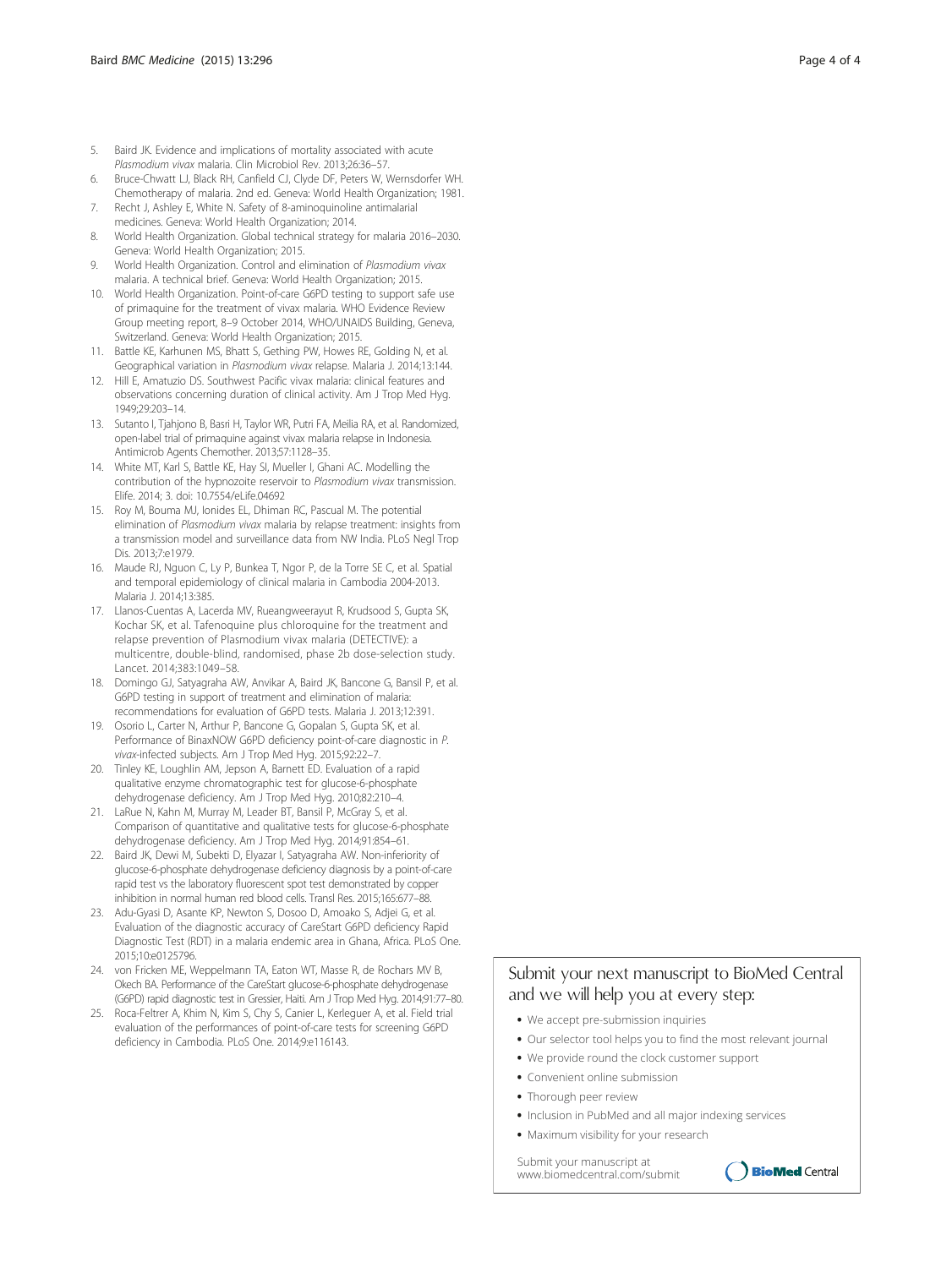5. Baird JK. Evidence and implications of mortality associated with acute *Plasmodium vivax* malaria. Clin Microbiol Rev. 2013;26:36–57.
6. Bruce-Chwatt LJ, Black RH, Canfield CJ, Clyde DF, Peters W, Wernsdorfer WH. Chemotherapy of malaria. 2nd ed. Geneva: World Health Organization; 1981.
7. Recht J, Ashley E, White N. Safety of 8-aminoquinoline antimalarial medicines. Geneva: World Health Organization; 2014.
8. World Health Organization. Global technical strategy for malaria 2016–2030. Geneva: World Health Organization; 2015.
9. World Health Organization. Control and elimination of *Plasmodium vivax* malaria. A technical brief. Geneva: World Health Organization; 2015.
10. World Health Organization. Point-of-care G6PD testing to support safe use of primaquine for the treatment of vivax malaria. WHO Evidence Review Group meeting report, 8–9 October 2014, WHO/UNAIDS Building, Geneva, Switzerland. Geneva: World Health Organization; 2015.
11. Battle KE, Karhunen MS, Bhatt S, Gething PW, Howes RE, Golding N, et al. Geographical variation in *Plasmodium vivax* relapse. Malaria J. 2014;13:144.
12. Hill E, Amatuzio DS. Southwest Pacific vivax malaria: clinical features and observations concerning duration of clinical activity. Am J Trop Med Hyg. 1949;29:203–14.
13. Sutanto I, Tjahjono B, Basri H, Taylor WR, Putri FA, Meilia RA, et al. Randomized, open-label trial of primaquine against vivax malaria relapse in Indonesia. Antimicrob Agents Chemother. 2013;57:1128–35.
14. White MT, Karl S, Battle KE, Hay SI, Mueller I, Ghani AC. Modelling the contribution of the hypnozoite reservoir to *Plasmodium vivax* transmission. Elife. 2014; 3. doi: 10.7554/eLife.04692
15. Roy M, Bouma MJ, Ionides EL, Dhiman RC, Pascual M. The potential elimination of *Plasmodium vivax* malaria by relapse treatment: insights from a transmission model and surveillance data from NW India. PLoS Negl Trop Dis. 2013;7:e1979.
16. Maude RJ, Nguon C, Ly P, Bunkea T, Ngor P, de la Torre SE C, et al. Spatial and temporal epidemiology of clinical malaria in Cambodia 2004-2013. Malaria J. 2014;13:385.
17. Llanos-Cuentas A, Lacerda MV, Rueangweerayut R, Krudsood S, Gupta SK, Kochar SK, et al. Tafenoquine plus chloroquine for the treatment and relapse prevention of Plasmodium vivax malaria (DETECTIVE): a multicentre, double-blind, randomised, phase 2b dose-selection study. Lancet. 2014;383:1049–58.
18. Domingo GJ, Satyagraha AW, Anvikar A, Baird JK, Bancone G, Bansil P, et al. G6PD testing in support of treatment and elimination of malaria: recommendations for evaluation of G6PD tests. Malaria J. 2013;12:391.
19. Osorio L, Carter N, Arthur P, Bancone G, Gopalan S, Gupta SK, et al. Performance of BinaxNOW G6PD deficiency point-of-care diagnostic in *P. vivax*-infected subjects. Am J Trop Med Hyg. 2015;92:22–7.
20. Tinley KE, Loughlin AM, Jepson A, Barnett ED. Evaluation of a rapid qualitative enzyme chromatographic test for glucose-6-phosphate dehydrogenase deficiency. Am J Trop Med Hyg. 2010;82:210–4.
21. LaRue N, Kahn M, Murray M, Leader BT, Bansil P, McGray S, et al. Comparison of quantitative and qualitative tests for glucose-6-phosphate dehydrogenase deficiency. Am J Trop Med Hyg. 2014;91:854–61.
22. Baird JK, Dewi M, Subekti D, Elyazar I, Satyagraha AW. Non-inferiority of glucose-6-phosphate dehydrogenase deficiency diagnosis by a point-of-care rapid test vs the laboratory fluorescent spot test demonstrated by copper inhibition in normal human red blood cells. Transl Res. 2015;165:677–88.
23. Adu-Gyasi D, Asante KP, Newton S, Dosoo D, Amoako S, Adjei G, et al. Evaluation of the diagnostic accuracy of CareStart G6PD deficiency Rapid Diagnostic Test (RDT) in a malaria endemic area in Ghana, Africa. PLoS One. 2015;10:e0125796.
24. von Fricken ME, Weppelmann TA, Eaton WT, Masse R, de Rochars MV B, Okech BA. Performance of the CareStart glucose-6-phosphate dehydrogenase (G6PD) rapid diagnostic test in Gressier, Haiti. Am J Trop Med Hyg. 2014;91:77–80.
25. Roca-Feltrer A, Khim N, Kim S, Chy S, Canier L, Kerleguer A, et al. Field trial evaluation of the performances of point-of-care tests for screening G6PD deficiency in Cambodia. PLoS One. 2014;9:e116143.

Submit your next manuscript to BioMed Central and we will help you at every step:

- We accept pre-submission inquiries
- Our selector tool helps you to find the most relevant journal
- We provide round the clock customer support
- Convenient online submission
- Thorough peer review
- Inclusion in PubMed and all major indexing services
- Maximum visibility for your research

Submit your manuscript at www.biomedcentral.com/submit

BioMed Central